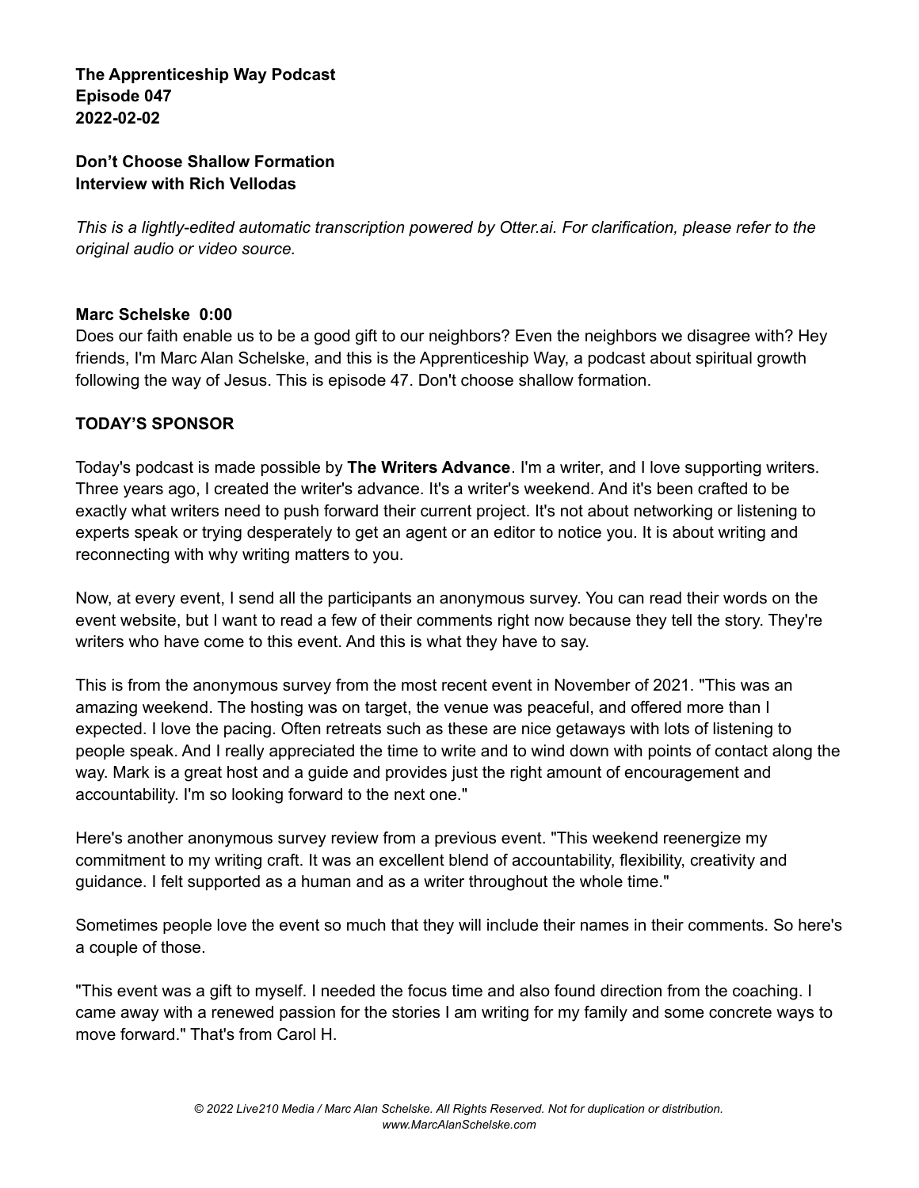**The Apprenticeship Way Podcast**
**Episode 047**
**2022-02-02**

**Don't Choose Shallow Formation**
**Interview with Rich Vellodas**

*This is a lightly-edited automatic transcription powered by Otter.ai. For clarification, please refer to the original audio or video source.*

**Marc Schelske 0:00**
Does our faith enable us to be a good gift to our neighbors? Even the neighbors we disagree with? Hey friends, I'm Marc Alan Schelske, and this is the Apprenticeship Way, a podcast about spiritual growth following the way of Jesus. This is episode 47. Don't choose shallow formation.

**TODAY'S SPONSOR**

Today's podcast is made possible by **The Writers Advance**. I'm a writer, and I love supporting writers. Three years ago, I created the writer's advance. It's a writer's weekend. And it's been crafted to be exactly what writers need to push forward their current project. It's not about networking or listening to experts speak or trying desperately to get an agent or an editor to notice you. It is about writing and reconnecting with why writing matters to you.

Now, at every event, I send all the participants an anonymous survey. You can read their words on the event website, but I want to read a few of their comments right now because they tell the story. They're writers who have come to this event. And this is what they have to say.

This is from the anonymous survey from the most recent event in November of 2021. "This was an amazing weekend. The hosting was on target, the venue was peaceful, and offered more than I expected. I love the pacing. Often retreats such as these are nice getaways with lots of listening to people speak. And I really appreciated the time to write and to wind down with points of contact along the way. Mark is a great host and a guide and provides just the right amount of encouragement and accountability. I'm so looking forward to the next one."

Here's another anonymous survey review from a previous event. "This weekend reenergize my commitment to my writing craft. It was an excellent blend of accountability, flexibility, creativity and guidance. I felt supported as a human and as a writer throughout the whole time."

Sometimes people love the event so much that they will include their names in their comments. So here's a couple of those.

"This event was a gift to myself. I needed the focus time and also found direction from the coaching. I came away with a renewed passion for the stories I am writing for my family and some concrete ways to move forward." That's from Carol H.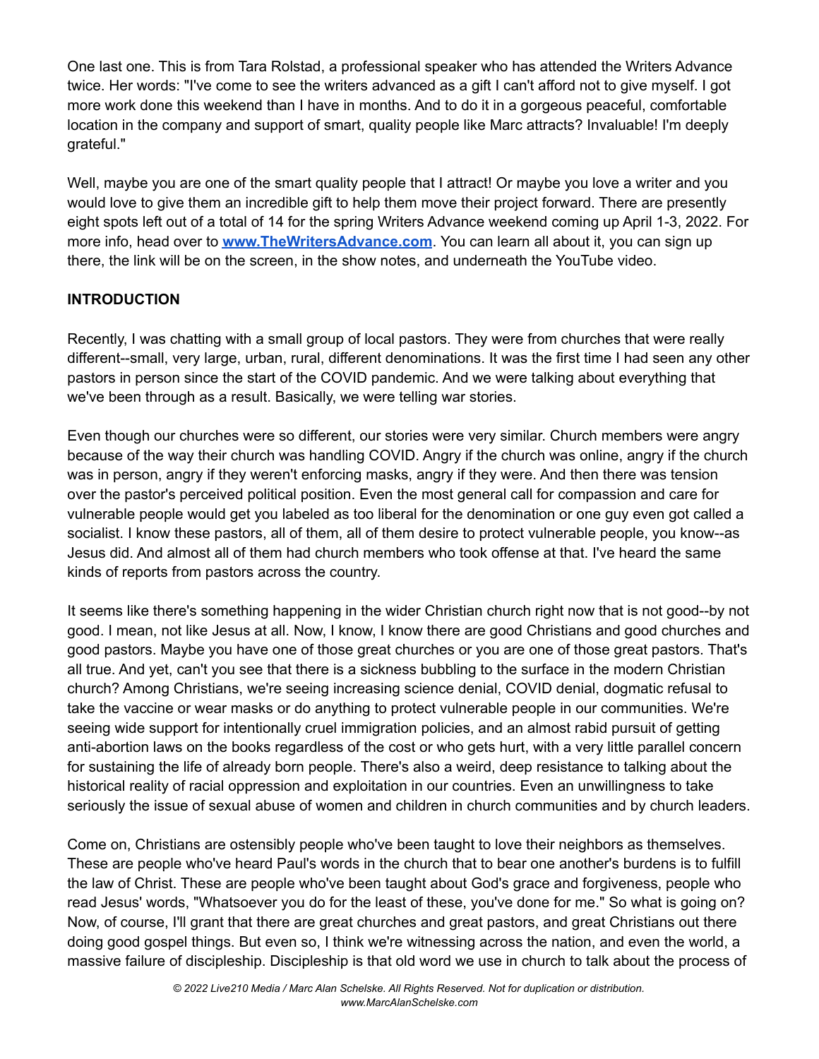One last one. This is from Tara Rolstad, a professional speaker who has attended the Writers Advance twice. Her words: "I've come to see the writers advanced as a gift I can't afford not to give myself. I got more work done this weekend than I have in months. And to do it in a gorgeous peaceful, comfortable location in the company and support of smart, quality people like Marc attracts? Invaluable! I'm deeply grateful."

Well, maybe you are one of the smart quality people that I attract! Or maybe you love a writer and you would love to give them an incredible gift to help them move their project forward. There are presently eight spots left out of a total of 14 for the spring Writers Advance weekend coming up April 1-3, 2022. For more info, head over to **[www.TheWritersAdvance.com](http://www.TheWritersAdvance.com)**. You can learn all about it, you can sign up there, the link will be on the screen, in the show notes, and underneath the YouTube video.

**INTRODUCTION**

Recently, I was chatting with a small group of local pastors. They were from churches that were really different--small, very large, urban, rural, different denominations. It was the first time I had seen any other pastors in person since the start of the COVID pandemic. And we were talking about everything that we've been through as a result. Basically, we were telling war stories.

Even though our churches were so different, our stories were very similar. Church members were angry because of the way their church was handling COVID. Angry if the church was online, angry if the church was in person, angry if they weren't enforcing masks, angry if they were. And then there was tension over the pastor's perceived political position. Even the most general call for compassion and care for vulnerable people would get you labeled as too liberal for the denomination or one guy even got called a socialist. I know these pastors, all of them, all of them desire to protect vulnerable people, you know--as Jesus did. And almost all of them had church members who took offense at that. I've heard the same kinds of reports from pastors across the country.

It seems like there's something happening in the wider Christian church right now that is not good--by not good. I mean, not like Jesus at all. Now, I know, I know there are good Christians and good churches and good pastors. Maybe you have one of those great churches or you are one of those great pastors. That's all true. And yet, can't you see that there is a sickness bubbling to the surface in the modern Christian church? Among Christians, we're seeing increasing science denial, COVID denial, dogmatic refusal to take the vaccine or wear masks or do anything to protect vulnerable people in our communities. We're seeing wide support for intentionally cruel immigration policies, and an almost rabid pursuit of getting anti-abortion laws on the books regardless of the cost or who gets hurt, with a very little parallel concern for sustaining the life of already born people. There's also a weird, deep resistance to talking about the historical reality of racial oppression and exploitation in our countries. Even an unwillingness to take seriously the issue of sexual abuse of women and children in church communities and by church leaders.

Come on, Christians are ostensibly people who've been taught to love their neighbors as themselves. These are people who've heard Paul's words in the church that to bear one another's burdens is to fulfill the law of Christ. These are people who've been taught about God's grace and forgiveness, people who read Jesus' words, "Whatsoever you do for the least of these, you've done for me." So what is going on? Now, of course, I'll grant that there are great churches and great pastors, and great Christians out there doing good gospel things. But even so, I think we're witnessing across the nation, and even the world, a massive failure of discipleship. Discipleship is that old word we use in church to talk about the process of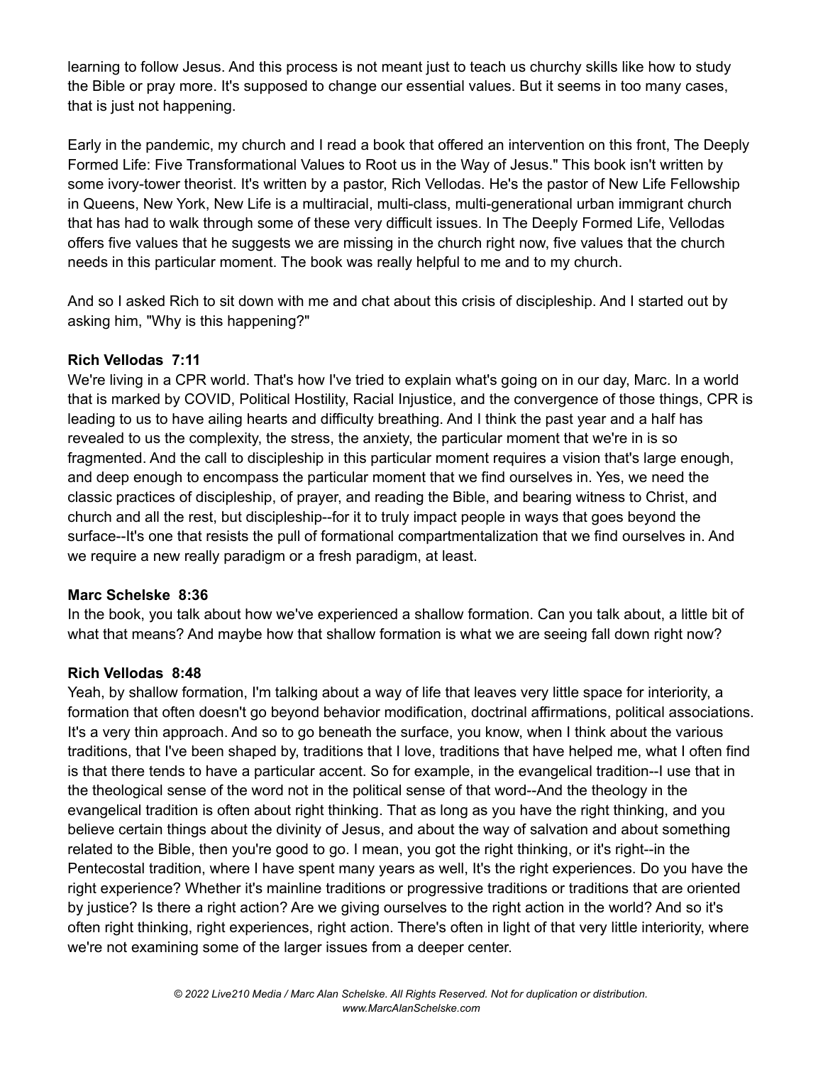learning to follow Jesus. And this process is not meant just to teach us churchy skills like how to study the Bible or pray more. It's supposed to change our essential values. But it seems in too many cases, that is just not happening.

Early in the pandemic, my church and I read a book that offered an intervention on this front, The Deeply Formed Life: Five Transformational Values to Root us in the Way of Jesus." This book isn't written by some ivory-tower theorist. It's written by a pastor, Rich Vellodas. He's the pastor of New Life Fellowship in Queens, New York, New Life is a multiracial, multi-class, multi-generational urban immigrant church that has had to walk through some of these very difficult issues. In The Deeply Formed Life, Vellodas offers five values that he suggests we are missing in the church right now, five values that the church needs in this particular moment. The book was really helpful to me and to my church.

And so I asked Rich to sit down with me and chat about this crisis of discipleship. And I started out by asking him, "Why is this happening?"

**Rich Vellodas  7:11**
We're living in a CPR world. That's how I've tried to explain what's going on in our day, Marc. In a world that is marked by COVID, Political Hostility, Racial Injustice, and the convergence of those things, CPR is leading to us to have ailing hearts and difficulty breathing. And I think the past year and a half has revealed to us the complexity, the stress, the anxiety, the particular moment that we're in is so fragmented. And the call to discipleship in this particular moment requires a vision that's large enough, and deep enough to encompass the particular moment that we find ourselves in. Yes, we need the classic practices of discipleship, of prayer, and reading the Bible, and bearing witness to Christ, and church and all the rest, but discipleship--for it to truly impact people in ways that goes beyond the surface--It's one that resists the pull of formational compartmentalization that we find ourselves in. And we require a new really paradigm or a fresh paradigm, at least.

**Marc Schelske  8:36**
In the book, you talk about how we've experienced a shallow formation. Can you talk about, a little bit of what that means? And maybe how that shallow formation is what we are seeing fall down right now?

**Rich Vellodas  8:48**
Yeah, by shallow formation, I'm talking about a way of life that leaves very little space for interiority, a formation that often doesn't go beyond behavior modification, doctrinal affirmations, political associations. It's a very thin approach. And so to go beneath the surface, you know, when I think about the various traditions, that I've been shaped by, traditions that I love, traditions that have helped me, what I often find is that there tends to have a particular accent. So for example, in the evangelical tradition--I use that in the theological sense of the word not in the political sense of that word--And the theology in the evangelical tradition is often about right thinking. That as long as you have the right thinking, and you believe certain things about the divinity of Jesus, and about the way of salvation and about something related to the Bible, then you're good to go. I mean, you got the right thinking, or it's right--in the Pentecostal tradition, where I have spent many years as well, It's the right experiences. Do you have the right experience? Whether it's mainline traditions or progressive traditions or traditions that are oriented by justice? Is there a right action? Are we giving ourselves to the right action in the world? And so it's often right thinking, right experiences, right action. There's often in light of that very little interiority, where we're not examining some of the larger issues from a deeper center.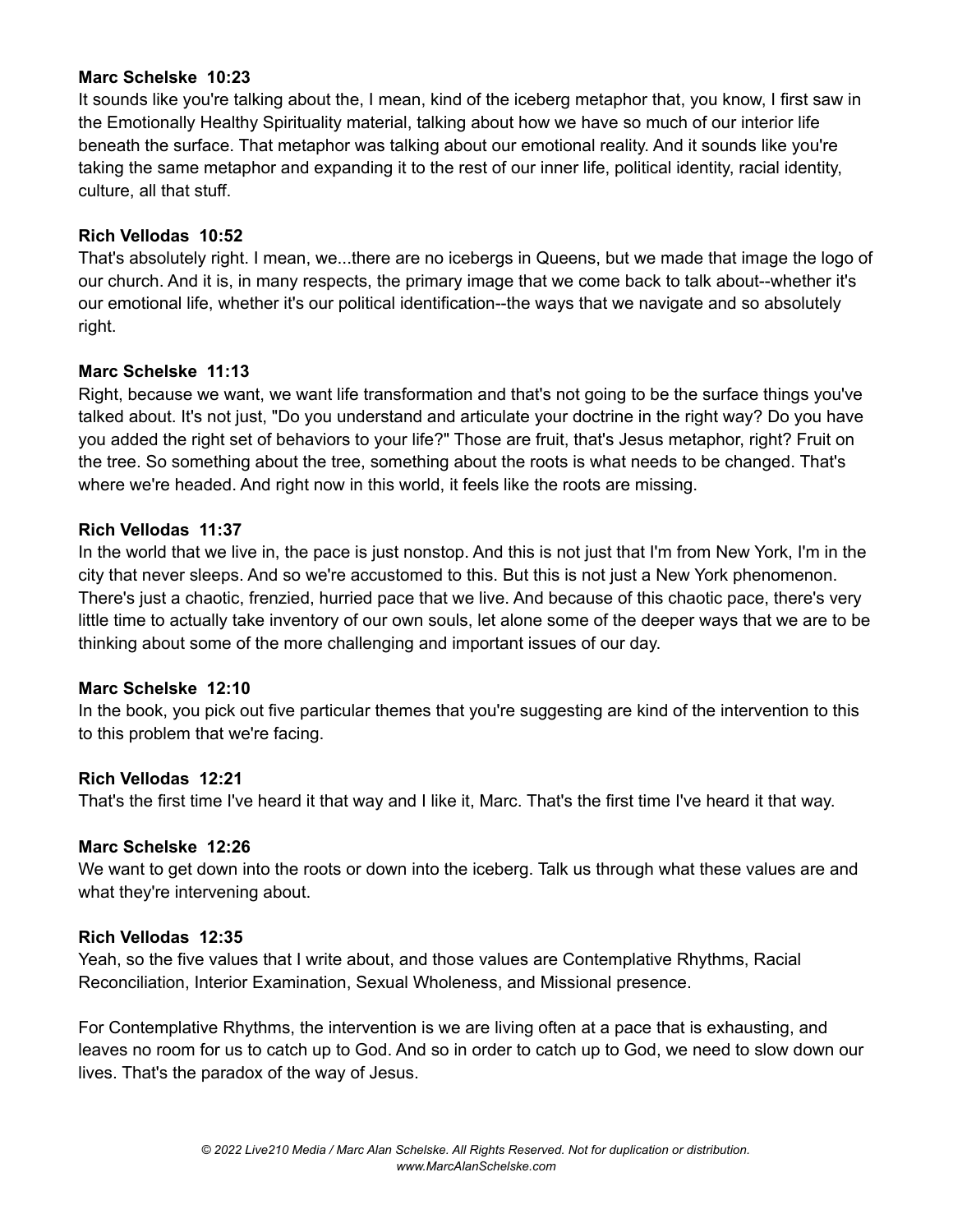**Marc Schelske 10:23**
It sounds like you're talking about the, I mean, kind of the iceberg metaphor that, you know, I first saw in the Emotionally Healthy Spirituality material, talking about how we have so much of our interior life beneath the surface. That metaphor was talking about our emotional reality. And it sounds like you're taking the same metaphor and expanding it to the rest of our inner life, political identity, racial identity, culture, all that stuff.

**Rich Vellodas 10:52**
That's absolutely right. I mean, we...there are no icebergs in Queens, but we made that image the logo of our church. And it is, in many respects, the primary image that we come back to talk about--whether it's our emotional life, whether it's our political identification--the ways that we navigate and so absolutely right.

**Marc Schelske 11:13**
Right, because we want, we want life transformation and that's not going to be the surface things you've talked about. It's not just, "Do you understand and articulate your doctrine in the right way? Do you have you added the right set of behaviors to your life?" Those are fruit, that's Jesus metaphor, right? Fruit on the tree. So something about the tree, something about the roots is what needs to be changed. That's where we're headed. And right now in this world, it feels like the roots are missing.

**Rich Vellodas 11:37**
In the world that we live in, the pace is just nonstop. And this is not just that I'm from New York, I'm in the city that never sleeps. And so we're accustomed to this. But this is not just a New York phenomenon. There's just a chaotic, frenzied, hurried pace that we live. And because of this chaotic pace, there's very little time to actually take inventory of our own souls, let alone some of the deeper ways that we are to be thinking about some of the more challenging and important issues of our day.

**Marc Schelske 12:10**
In the book, you pick out five particular themes that you're suggesting are kind of the intervention to this to this problem that we're facing.

**Rich Vellodas 12:21**
That's the first time I've heard it that way and I like it, Marc. That's the first time I've heard it that way.

**Marc Schelske 12:26**
We want to get down into the roots or down into the iceberg. Talk us through what these values are and what they're intervening about.

**Rich Vellodas 12:35**
Yeah, so the five values that I write about, and those values are Contemplative Rhythms, Racial Reconciliation, Interior Examination, Sexual Wholeness, and Missional presence.

For Contemplative Rhythms, the intervention is we are living often at a pace that is exhausting, and leaves no room for us to catch up to God. And so in order to catch up to God, we need to slow down our lives. That's the paradox of the way of Jesus.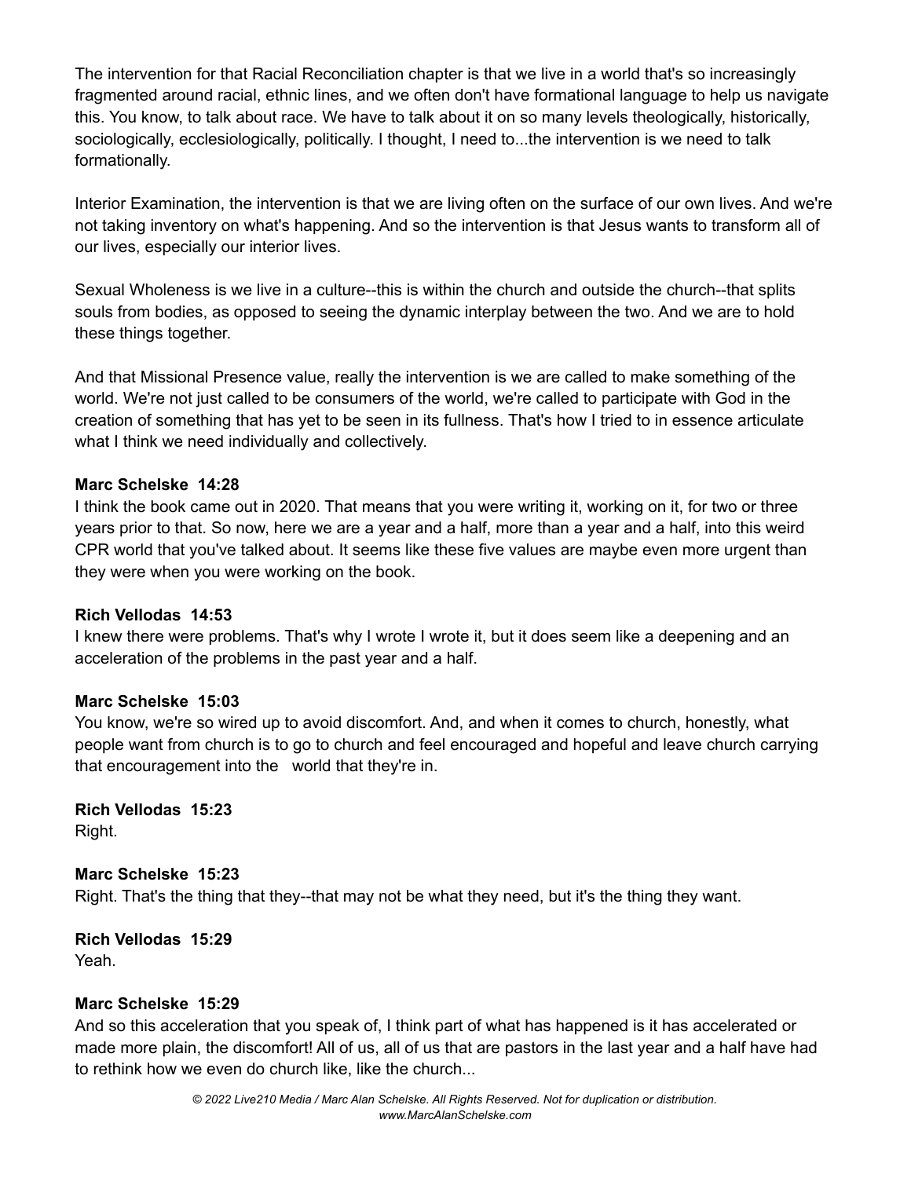The intervention for that Racial Reconciliation chapter is that we live in a world that's so increasingly fragmented around racial, ethnic lines, and we often don't have formational language to help us navigate this. You know, to talk about race. We have to talk about it on so many levels theologically, historically, sociologically, ecclesiologically, politically. I thought, I need to...the intervention is we need to talk formationally.

Interior Examination, the intervention is that we are living often on the surface of our own lives. And we're not taking inventory on what's happening. And so the intervention is that Jesus wants to transform all of our lives, especially our interior lives.

Sexual Wholeness is we live in a culture--this is within the church and outside the church--that splits souls from bodies, as opposed to seeing the dynamic interplay between the two. And we are to hold these things together.

And that Missional Presence value, really the intervention is we are called to make something of the world. We're not just called to be consumers of the world, we're called to participate with God in the creation of something that has yet to be seen in its fullness. That's how I tried to in essence articulate what I think we need individually and collectively.

**Marc Schelske 14:28**
I think the book came out in 2020. That means that you were writing it, working on it, for two or three years prior to that. So now, here we are a year and a half, more than a year and a half, into this weird CPR world that you've talked about. It seems like these five values are maybe even more urgent than they were when you were working on the book.

**Rich Vellodas 14:53**
I knew there were problems. That's why I wrote I wrote it, but it does seem like a deepening and an acceleration of the problems in the past year and a half.

**Marc Schelske 15:03**
You know, we're so wired up to avoid discomfort. And, and when it comes to church, honestly, what people want from church is to go to church and feel encouraged and hopeful and leave church carrying that encouragement into the world that they're in.

**Rich Vellodas 15:23**
Right.

**Marc Schelske 15:23**
Right. That's the thing that they--that may not be what they need, but it's the thing they want.

**Rich Vellodas 15:29**
Yeah.

**Marc Schelske 15:29**
And so this acceleration that you speak of, I think part of what has happened is it has accelerated or made more plain, the discomfort! All of us, all of us that are pastors in the last year and a half have had to rethink how we even do church like, like the church...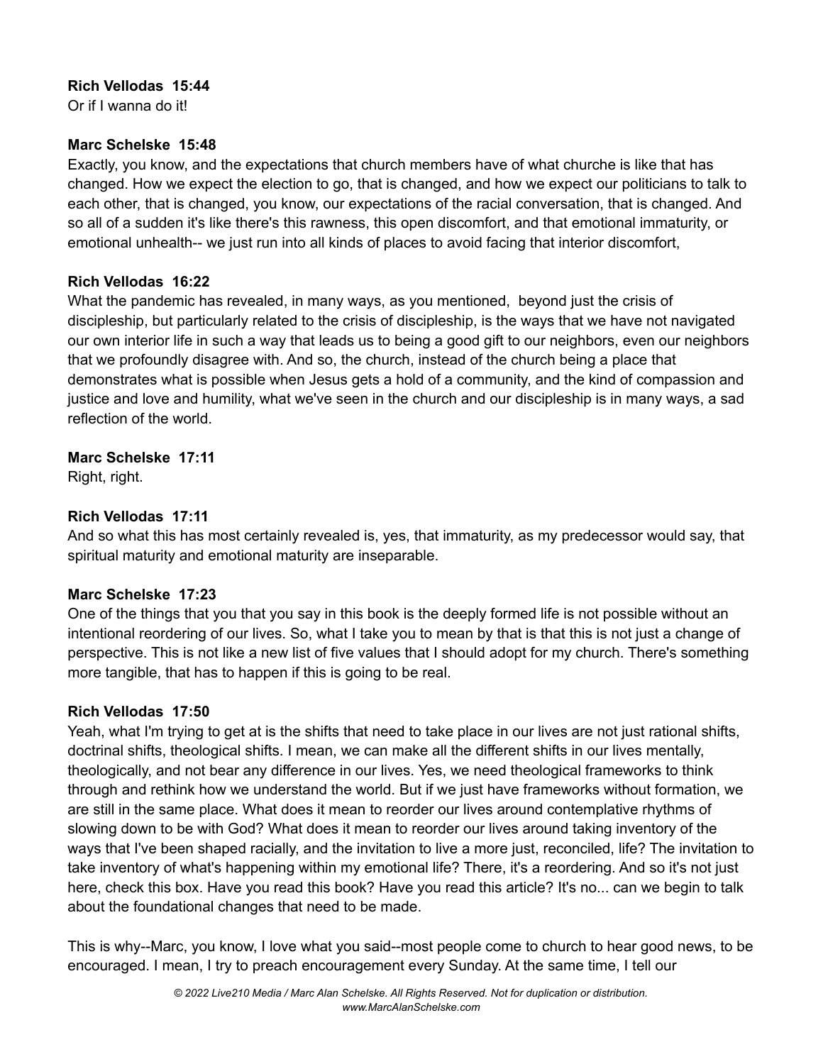**Rich Vellodas  15:44**
Or if I wanna do it!

**Marc Schelske  15:48**
Exactly, you know, and the expectations that church members have of what churche is like that has changed. How we expect the election to go, that is changed, and how we expect our politicians to talk to each other, that is changed, you know, our expectations of the racial conversation, that is changed. And so all of a sudden it's like there's this rawness, this open discomfort, and that emotional immaturity, or emotional unhealth-- we just run into all kinds of places to avoid facing that interior discomfort,

**Rich Vellodas  16:22**
What the pandemic has revealed, in many ways, as you mentioned,  beyond just the crisis of discipleship, but particularly related to the crisis of discipleship, is the ways that we have not navigated our own interior life in such a way that leads us to being a good gift to our neighbors, even our neighbors that we profoundly disagree with. And so, the church, instead of the church being a place that demonstrates what is possible when Jesus gets a hold of a community, and the kind of compassion and justice and love and humility, what we've seen in the church and our discipleship is in many ways, a sad reflection of the world.

**Marc Schelske  17:11**
Right, right.

**Rich Vellodas  17:11**
And so what this has most certainly revealed is, yes, that immaturity, as my predecessor would say, that spiritual maturity and emotional maturity are inseparable.

**Marc Schelske  17:23**
One of the things that you that you say in this book is the deeply formed life is not possible without an intentional reordering of our lives. So, what I take you to mean by that is that this is not just a change of perspective. This is not like a new list of five values that I should adopt for my church. There's something more tangible, that has to happen if this is going to be real.

**Rich Vellodas  17:50**
Yeah, what I'm trying to get at is the shifts that need to take place in our lives are not just rational shifts, doctrinal shifts, theological shifts. I mean, we can make all the different shifts in our lives mentally, theologically, and not bear any difference in our lives. Yes, we need theological frameworks to think through and rethink how we understand the world. But if we just have frameworks without formation, we are still in the same place. What does it mean to reorder our lives around contemplative rhythms of slowing down to be with God? What does it mean to reorder our lives around taking inventory of the ways that I've been shaped racially, and the invitation to live a more just, reconciled, life? The invitation to take inventory of what's happening within my emotional life? There, it's a reordering. And so it's not just here, check this box. Have you read this book? Have you read this article? It's no... can we begin to talk about the foundational changes that need to be made.

This is why--Marc, you know, I love what you said--most people come to church to hear good news, to be encouraged. I mean, I try to preach encouragement every Sunday. At the same time, I tell our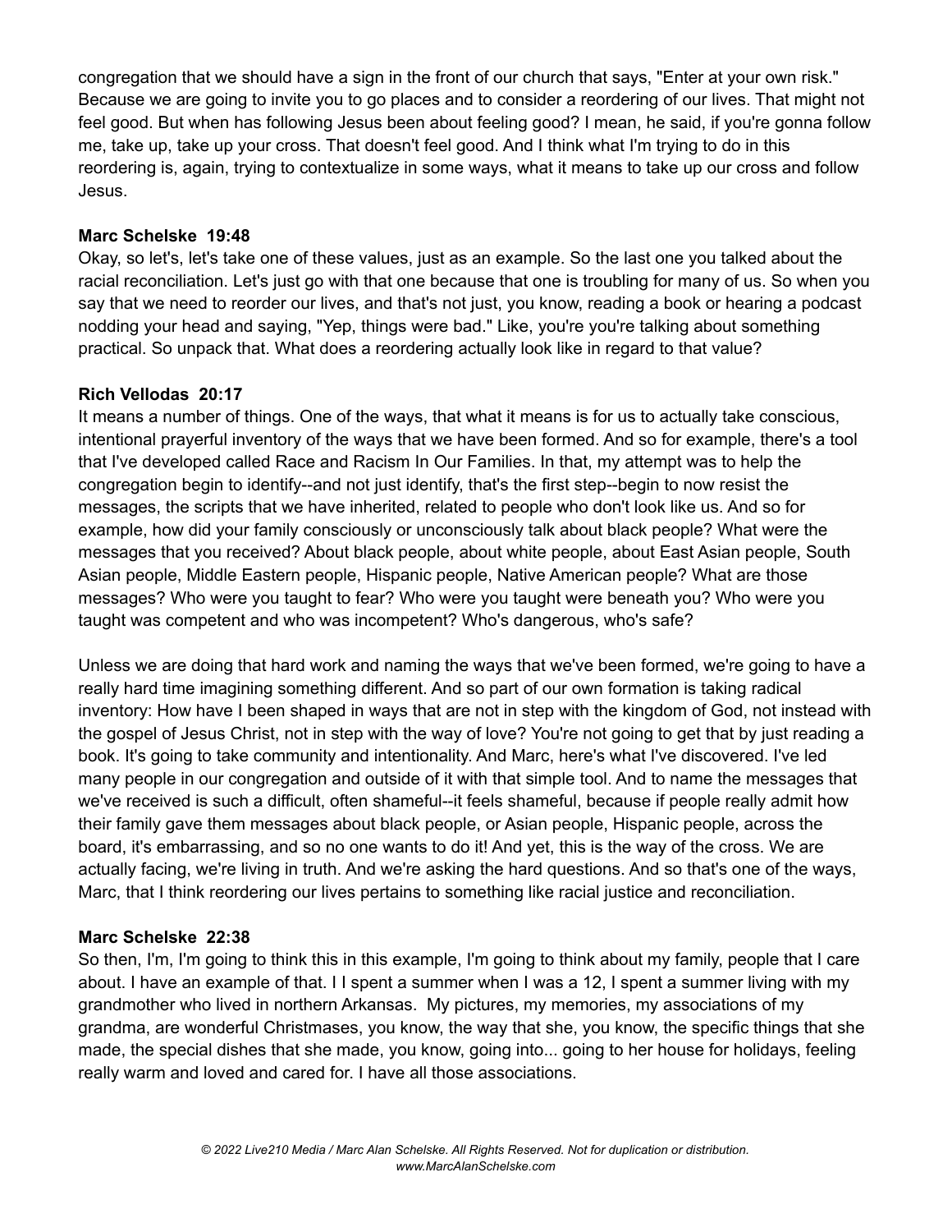congregation that we should have a sign in the front of our church that says, "Enter at your own risk." Because we are going to invite you to go places and to consider a reordering of our lives. That might not feel good. But when has following Jesus been about feeling good? I mean, he said, if you're gonna follow me, take up, take up your cross. That doesn't feel good. And I think what I'm trying to do in this reordering is, again, trying to contextualize in some ways, what it means to take up our cross and follow Jesus.

**Marc Schelske 19:48**
Okay, so let's, let's take one of these values, just as an example. So the last one you talked about the racial reconciliation. Let's just go with that one because that one is troubling for many of us. So when you say that we need to reorder our lives, and that's not just, you know, reading a book or hearing a podcast nodding your head and saying, "Yep, things were bad." Like, you're you're talking about something practical. So unpack that. What does a reordering actually look like in regard to that value?

**Rich Vellodas 20:17**
It means a number of things. One of the ways, that what it means is for us to actually take conscious, intentional prayerful inventory of the ways that we have been formed. And so for example, there's a tool that I've developed called Race and Racism In Our Families. In that, my attempt was to help the congregation begin to identify--and not just identify, that's the first step--begin to now resist the messages, the scripts that we have inherited, related to people who don't look like us. And so for example, how did your family consciously or unconsciously talk about black people? What were the messages that you received? About black people, about white people, about East Asian people, South Asian people, Middle Eastern people, Hispanic people, Native American people? What are those messages? Who were you taught to fear? Who were you taught were beneath you? Who were you taught was competent and who was incompetent? Who's dangerous, who's safe?

Unless we are doing that hard work and naming the ways that we've been formed, we're going to have a really hard time imagining something different. And so part of our own formation is taking radical inventory: How have I been shaped in ways that are not in step with the kingdom of God, not instead with the gospel of Jesus Christ, not in step with the way of love? You're not going to get that by just reading a book. It's going to take community and intentionality. And Marc, here's what I've discovered. I've led many people in our congregation and outside of it with that simple tool. And to name the messages that we've received is such a difficult, often shameful--it feels shameful, because if people really admit how their family gave them messages about black people, or Asian people, Hispanic people, across the board, it's embarrassing, and so no one wants to do it! And yet, this is the way of the cross. We are actually facing, we're living in truth. And we're asking the hard questions. And so that's one of the ways, Marc, that I think reordering our lives pertains to something like racial justice and reconciliation.

**Marc Schelske 22:38**
So then, I'm, I'm going to think this in this example, I'm going to think about my family, people that I care about. I have an example of that. I I spent a summer when I was a 12, I spent a summer living with my grandmother who lived in northern Arkansas. My pictures, my memories, my associations of my grandma, are wonderful Christmases, you know, the way that she, you know, the specific things that she made, the special dishes that she made, you know, going into... going to her house for holidays, feeling really warm and loved and cared for. I have all those associations.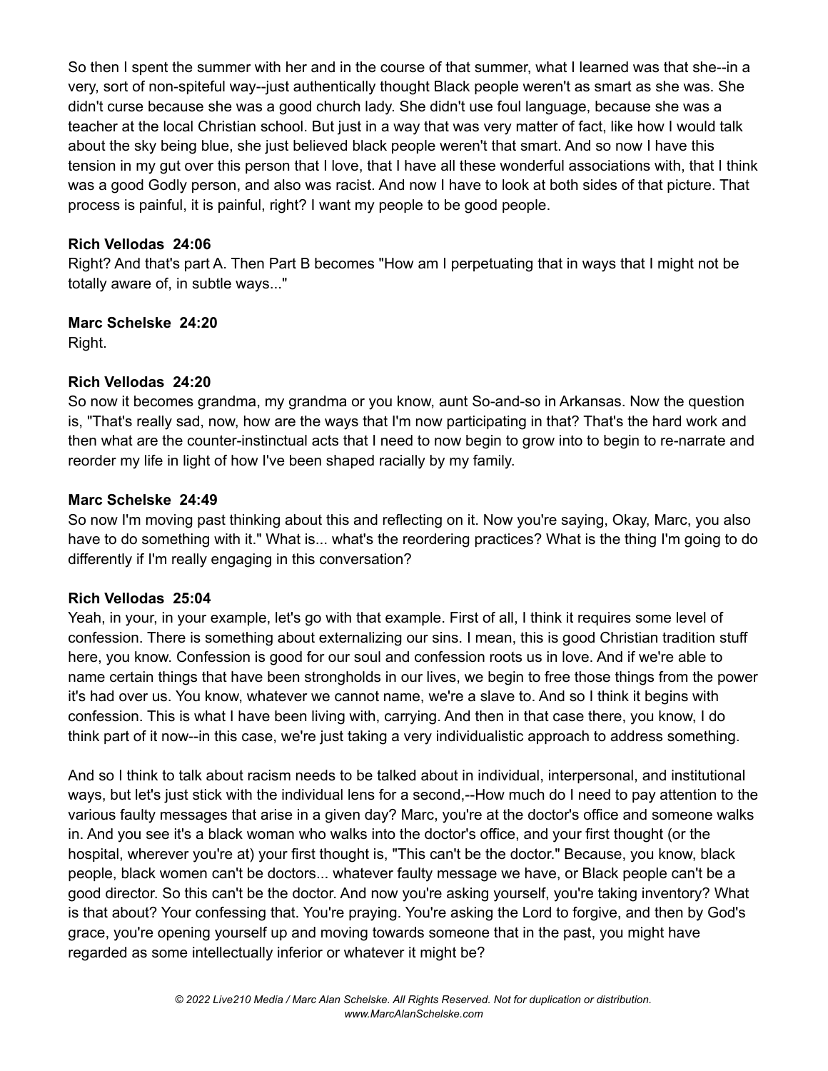So then I spent the summer with her and in the course of that summer, what I learned was that she--in a very, sort of non-spiteful way--just authentically thought Black people weren't as smart as she was. She didn't curse because she was a good church lady. She didn't use foul language, because she was a teacher at the local Christian school. But just in a way that was very matter of fact, like how I would talk about the sky being blue, she just believed black people weren't that smart. And so now I have this tension in my gut over this person that I love, that I have all these wonderful associations with, that I think was a good Godly person, and also was racist. And now I have to look at both sides of that picture. That process is painful, it is painful, right? I want my people to be good people.

**Rich Vellodas 24:06**
Right? And that's part A. Then Part B becomes "How am I perpetuating that in ways that I might not be totally aware of, in subtle ways..."

**Marc Schelske 24:20**
Right.

**Rich Vellodas 24:20**
So now it becomes grandma, my grandma or you know, aunt So-and-so in Arkansas. Now the question is, "That's really sad, now, how are the ways that I'm now participating in that? That's the hard work and then what are the counter-instinctual acts that I need to now begin to grow into to begin to re-narrate and reorder my life in light of how I've been shaped racially by my family.

**Marc Schelske 24:49**
So now I'm moving past thinking about this and reflecting on it. Now you're saying, Okay, Marc, you also have to do something with it." What is... what's the reordering practices? What is the thing I'm going to do differently if I'm really engaging in this conversation?

**Rich Vellodas 25:04**
Yeah, in your, in your example, let's go with that example. First of all, I think it requires some level of confession. There is something about externalizing our sins. I mean, this is good Christian tradition stuff here, you know. Confession is good for our soul and confession roots us in love. And if we're able to name certain things that have been strongholds in our lives, we begin to free those things from the power it's had over us. You know, whatever we cannot name, we're a slave to. And so I think it begins with confession. This is what I have been living with, carrying. And then in that case there, you know, I do think part of it now--in this case, we're just taking a very individualistic approach to address something.

And so I think to talk about racism needs to be talked about in individual, interpersonal, and institutional ways, but let's just stick with the individual lens for a second,--How much do I need to pay attention to the various faulty messages that arise in a given day? Marc, you're at the doctor's office and someone walks in. And you see it's a black woman who walks into the doctor's office, and your first thought (or the hospital, wherever you're at) your first thought is, "This can't be the doctor." Because, you know, black people, black women can't be doctors... whatever faulty message we have, or Black people can't be a good director. So this can't be the doctor. And now you're asking yourself, you're taking inventory? What is that about? Your confessing that. You're praying. You're asking the Lord to forgive, and then by God's grace, you're opening yourself up and moving towards someone that in the past, you might have regarded as some intellectually inferior or whatever it might be?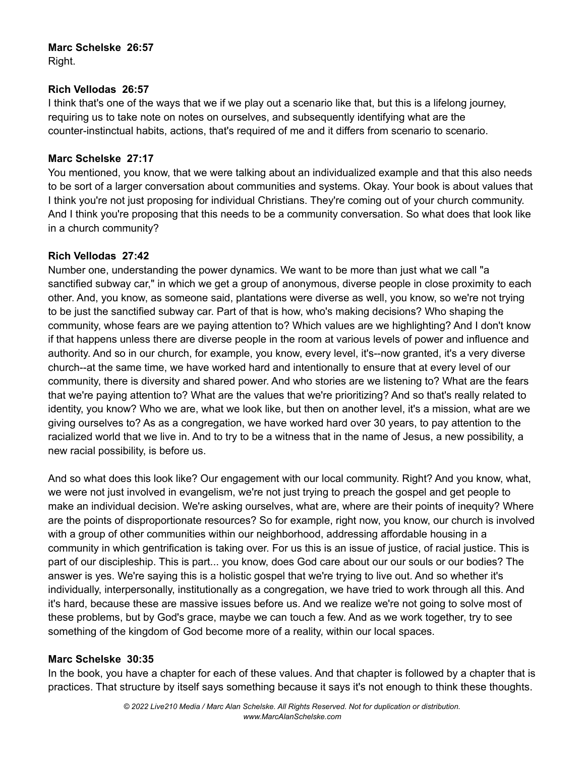**Marc Schelske 26:57**
Right.

**Rich Vellodas 26:57**
I think that's one of the ways that we if we play out a scenario like that, but this is a lifelong journey, requiring us to take note on notes on ourselves, and subsequently identifying what are the counter-instinctual habits, actions, that's required of me and it differs from scenario to scenario.

**Marc Schelske 27:17**
You mentioned, you know, that we were talking about an individualized example and that this also needs to be sort of a larger conversation about communities and systems. Okay. Your book is about values that I think you're not just proposing for individual Christians. They're coming out of your church community. And I think you're proposing that this needs to be a community conversation. So what does that look like in a church community?

**Rich Vellodas 27:42**
Number one, understanding the power dynamics. We want to be more than just what we call "a sanctified subway car," in which we get a group of anonymous, diverse people in close proximity to each other. And, you know, as someone said, plantations were diverse as well, you know, so we're not trying to be just the sanctified subway car. Part of that is how, who's making decisions? Who shaping the community, whose fears are we paying attention to? Which values are we highlighting? And I don't know if that happens unless there are diverse people in the room at various levels of power and influence and authority. And so in our church, for example, you know, every level, it's--now granted, it's a very diverse church--at the same time, we have worked hard and intentionally to ensure that at every level of our community, there is diversity and shared power. And who stories are we listening to? What are the fears that we're paying attention to? What are the values that we're prioritizing? And so that's really related to identity, you know? Who we are, what we look like, but then on another level, it's a mission, what are we giving ourselves to? As as a congregation, we have worked hard over 30 years, to pay attention to the racialized world that we live in. And to try to be a witness that in the name of Jesus, a new possibility, a new racial possibility, is before us.

And so what does this look like? Our engagement with our local community. Right? And you know, what, we were not just involved in evangelism, we're not just trying to preach the gospel and get people to make an individual decision. We're asking ourselves, what are, where are their points of inequity? Where are the points of disproportionate resources? So for example, right now, you know, our church is involved with a group of other communities within our neighborhood, addressing affordable housing in a community in which gentrification is taking over. For us this is an issue of justice, of racial justice. This is part of our discipleship. This is part... you know, does God care about our our souls or our bodies? The answer is yes. We're saying this is a holistic gospel that we're trying to live out. And so whether it's individually, interpersonally, institutionally as a congregation, we have tried to work through all this. And it's hard, because these are massive issues before us. And we realize we're not going to solve most of these problems, but by God's grace, maybe we can touch a few. And as we work together, try to see something of the kingdom of God become more of a reality, within our local spaces.

**Marc Schelske 30:35**
In the book, you have a chapter for each of these values. And that chapter is followed by a chapter that is practices. That structure by itself says something because it says it's not enough to think these thoughts.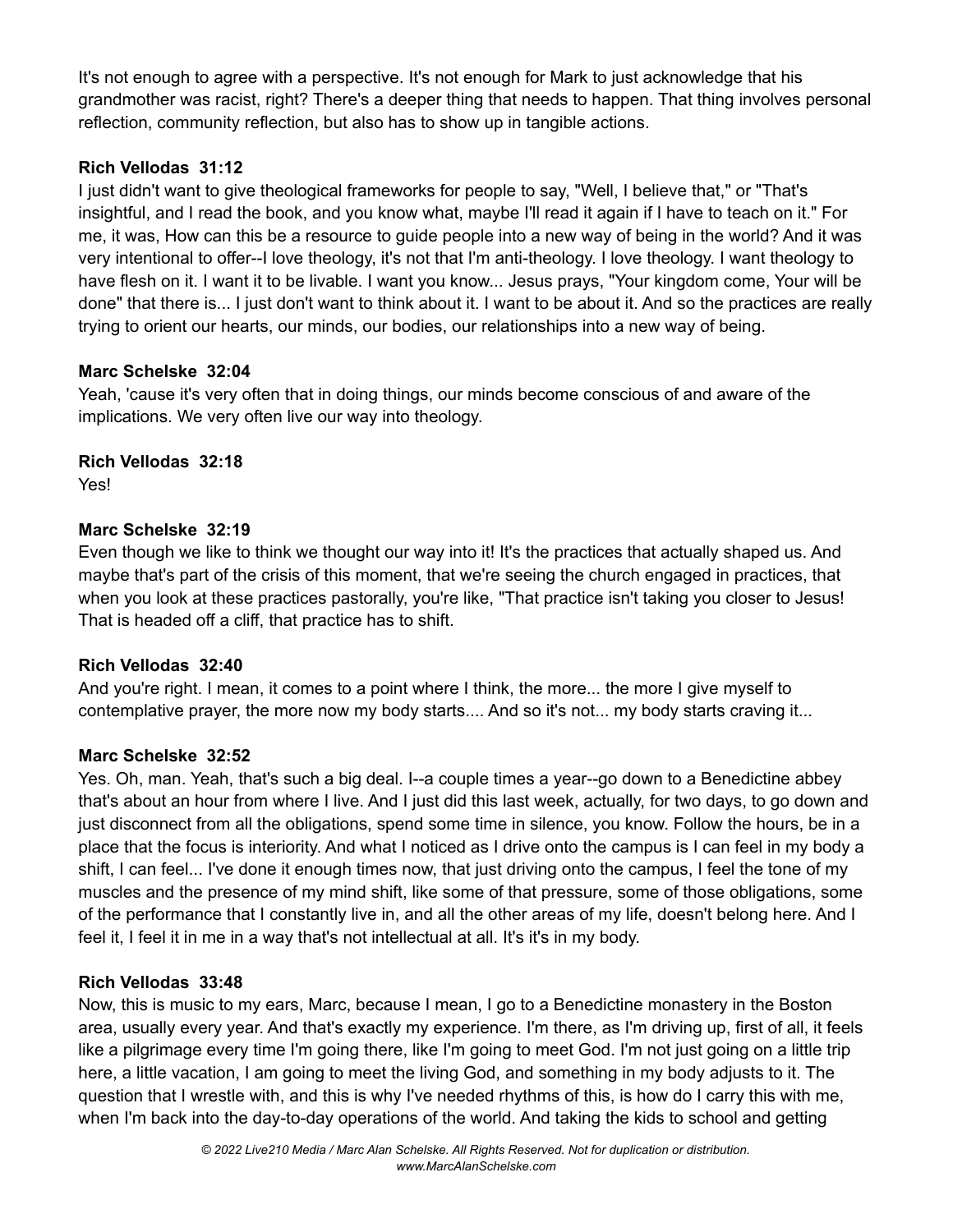It's not enough to agree with a perspective. It's not enough for Mark to just acknowledge that his grandmother was racist, right? There's a deeper thing that needs to happen. That thing involves personal reflection, community reflection, but also has to show up in tangible actions.

**Rich Vellodas 31:12**
I just didn't want to give theological frameworks for people to say, "Well, I believe that," or "That's insightful, and I read the book, and you know what, maybe I'll read it again if I have to teach on it." For me, it was, How can this be a resource to guide people into a new way of being in the world? And it was very intentional to offer--I love theology, it's not that I'm anti-theology. I love theology. I want theology to have flesh on it. I want it to be livable. I want you know... Jesus prays, "Your kingdom come, Your will be done" that there is... I just don't want to think about it. I want to be about it. And so the practices are really trying to orient our hearts, our minds, our bodies, our relationships into a new way of being.

**Marc Schelske 32:04**
Yeah, 'cause it's very often that in doing things, our minds become conscious of and aware of the implications. We very often live our way into theology.

**Rich Vellodas 32:18**
Yes!

**Marc Schelske 32:19**
Even though we like to think we thought our way into it! It's the practices that actually shaped us. And maybe that's part of the crisis of this moment, that we're seeing the church engaged in practices, that when you look at these practices pastorally, you're like, "That practice isn't taking you closer to Jesus! That is headed off a cliff, that practice has to shift.

**Rich Vellodas 32:40**
And you're right. I mean, it comes to a point where I think, the more... the more I give myself to contemplative prayer, the more now my body starts.... And so it's not... my body starts craving it...

**Marc Schelske 32:52**
Yes. Oh, man. Yeah, that's such a big deal. I--a couple times a year--go down to a Benedictine abbey that's about an hour from where I live. And I just did this last week, actually, for two days, to go down and just disconnect from all the obligations, spend some time in silence, you know. Follow the hours, be in a place that the focus is interiority. And what I noticed as I drive onto the campus is I can feel in my body a shift, I can feel... I've done it enough times now, that just driving onto the campus, I feel the tone of my muscles and the presence of my mind shift, like some of that pressure, some of those obligations, some of the performance that I constantly live in, and all the other areas of my life, doesn't belong here. And I feel it, I feel it in me in a way that's not intellectual at all. It's it's in my body.

**Rich Vellodas 33:48**
Now, this is music to my ears, Marc, because I mean, I go to a Benedictine monastery in the Boston area, usually every year. And that's exactly my experience. I'm there, as I'm driving up, first of all, it feels like a pilgrimage every time I'm going there, like I'm going to meet God. I'm not just going on a little trip here, a little vacation, I am going to meet the living God, and something in my body adjusts to it. The question that I wrestle with, and this is why I've needed rhythms of this, is how do I carry this with me, when I'm back into the day-to-day operations of the world. And taking the kids to school and getting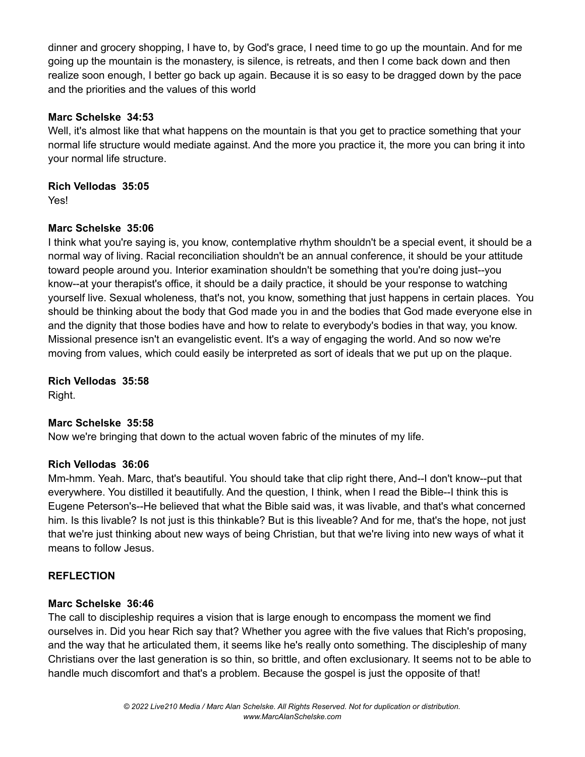dinner and grocery shopping, I have to, by God's grace, I need time to go up the mountain. And for me going up the mountain is the monastery, is silence, is retreats, and then I come back down and then realize soon enough, I better go back up again. Because it is so easy to be dragged down by the pace and the priorities and the values of this world

**Marc Schelske 34:53**
Well, it's almost like that what happens on the mountain is that you get to practice something that your normal life structure would mediate against. And the more you practice it, the more you can bring it into your normal life structure.

**Rich Vellodas 35:05**
Yes!

**Marc Schelske 35:06**
I think what you're saying is, you know, contemplative rhythm shouldn't be a special event, it should be a normal way of living. Racial reconciliation shouldn't be an annual conference, it should be your attitude toward people around you. Interior examination shouldn't be something that you're doing just--you know--at your therapist's office, it should be a daily practice, it should be your response to watching yourself live. Sexual wholeness, that's not, you know, something that just happens in certain places. You should be thinking about the body that God made you in and the bodies that God made everyone else in and the dignity that those bodies have and how to relate to everybody's bodies in that way, you know. Missional presence isn't an evangelistic event. It's a way of engaging the world. And so now we're moving from values, which could easily be interpreted as sort of ideals that we put up on the plaque.

**Rich Vellodas 35:58**
Right.

**Marc Schelske 35:58**
Now we're bringing that down to the actual woven fabric of the minutes of my life.

**Rich Vellodas 36:06**
Mm-hmm. Yeah. Marc, that's beautiful. You should take that clip right there, And--I don't know--put that everywhere. You distilled it beautifully. And the question, I think, when I read the Bible--I think this is Eugene Peterson's--He believed that what the Bible said was, it was livable, and that's what concerned him. Is this livable? Is not just is this thinkable? But is this liveable? And for me, that's the hope, not just that we're just thinking about new ways of being Christian, but that we're living into new ways of what it means to follow Jesus.

**REFLECTION**

**Marc Schelske 36:46**
The call to discipleship requires a vision that is large enough to encompass the moment we find ourselves in. Did you hear Rich say that? Whether you agree with the five values that Rich's proposing, and the way that he articulated them, it seems like he's really onto something. The discipleship of many Christians over the last generation is so thin, so brittle, and often exclusionary. It seems not to be able to handle much discomfort and that's a problem. Because the gospel is just the opposite of that!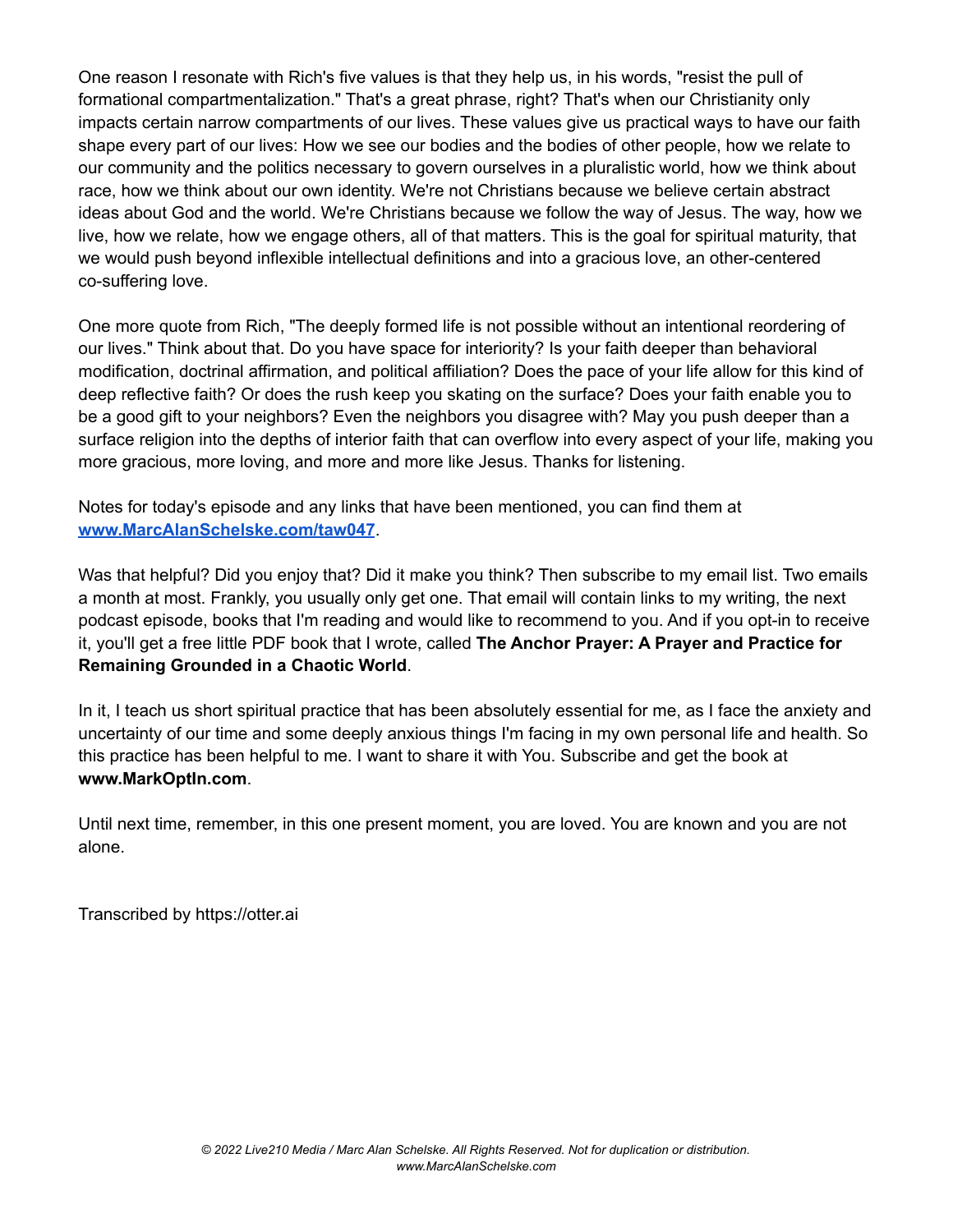One reason I resonate with Rich's five values is that they help us, in his words, "resist the pull of formational compartmentalization." That's a great phrase, right? That's when our Christianity only impacts certain narrow compartments of our lives. These values give us practical ways to have our faith shape every part of our lives: How we see our bodies and the bodies of other people, how we relate to our community and the politics necessary to govern ourselves in a pluralistic world, how we think about race, how we think about our own identity. We're not Christians because we believe certain abstract ideas about God and the world. We're Christians because we follow the way of Jesus. The way, how we live, how we relate, how we engage others, all of that matters. This is the goal for spiritual maturity, that we would push beyond inflexible intellectual definitions and into a gracious love, an other-centered co-suffering love.

One more quote from Rich, "The deeply formed life is not possible without an intentional reordering of our lives." Think about that. Do you have space for interiority? Is your faith deeper than behavioral modification, doctrinal affirmation, and political affiliation? Does the pace of your life allow for this kind of deep reflective faith? Or does the rush keep you skating on the surface? Does your faith enable you to be a good gift to your neighbors? Even the neighbors you disagree with? May you push deeper than a surface religion into the depths of interior faith that can overflow into every aspect of your life, making you more gracious, more loving, and more and more like Jesus. Thanks for listening.

Notes for today's episode and any links that have been mentioned, you can find them at **www.MarcAlanSchelske.com/taw047**.

Was that helpful? Did you enjoy that? Did it make you think? Then subscribe to my email list. Two emails a month at most. Frankly, you usually only get one. That email will contain links to my writing, the next podcast episode, books that I'm reading and would like to recommend to you. And if you opt-in to receive it, you'll get a free little PDF book that I wrote, called **The Anchor Prayer: A Prayer and Practice for Remaining Grounded in a Chaotic World**.

In it, I teach us short spiritual practice that has been absolutely essential for me, as I face the anxiety and uncertainty of our time and some deeply anxious things I'm facing in my own personal life and health. So this practice has been helpful to me. I want to share it with You. Subscribe and get the book at **www.MarkOptIn.com**.

Until next time, remember, in this one present moment, you are loved. You are known and you are not alone.

Transcribed by https://otter.ai